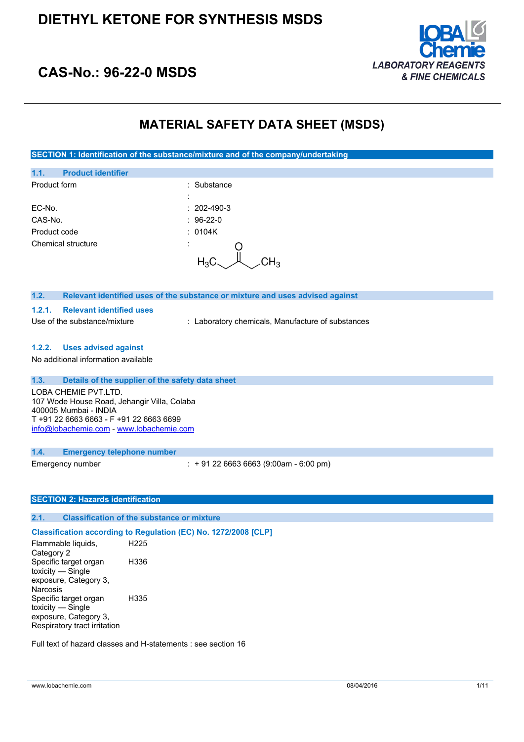# DIETHYL KETONE FOR SYNTHESIS MSDS

## CAS-No.: 96-22-0 MSDS

LOBA Chemie
*LABORATORY REAGENTS & FINE CHEMICALS*

# MATERIAL SAFETY DATA SHEET (MSDS)

## SECTION 1: Identification of the substance/mixture and of the company/undertaking

### 1.1. Product identifier

| | |
|---|---|
| Product form | : Substance |
| | : |
| EC-No. | : 202-490-3 |
| CAS-No. | : 96-22-0 |
| Product code | : 0104K |
| Chemical structure | : $H_3C-CH_2-C(=O)-CH_2-CH_3$ |

### 1.2. Relevant identified uses of the substance or mixture and uses advised against

#### 1.2.1. Relevant identified uses

| | |
|---|---|
| Use of the substance/mixture | : Laboratory chemicals, Manufacture of substances |

#### 1.2.2. Uses advised against

No additional information available

### 1.3. Details of the supplier of the safety data sheet

LOBA CHEMIE PVT.LTD.
107 Wode House Road, Jehangir Villa, Colaba
400005 Mumbai - INDIA
T +91 22 6663 6663 - F +91 22 6663 6699
info@lobachemie.com - www.lobachemie.com

### 1.4. Emergency telephone number

| | |
|---|---|
| Emergency number | : + 91 22 6663 6663 (9:00am - 6:00 pm) |

## SECTION 2: Hazards identification

### 2.1. Classification of the substance or mixture

**Classification according to Regulation (EC) No. 1272/2008 [CLP]**

| | |
|---|---|
| Flammable liquids, Category 2 | H225 |
| Specific target organ toxicity — Single exposure, Category 3, Narcosis | H336 |
| Specific target organ toxicity — Single exposure, Category 3, Respiratory tract irritation | H335 |

Full text of hazard classes and H-statements : see section 16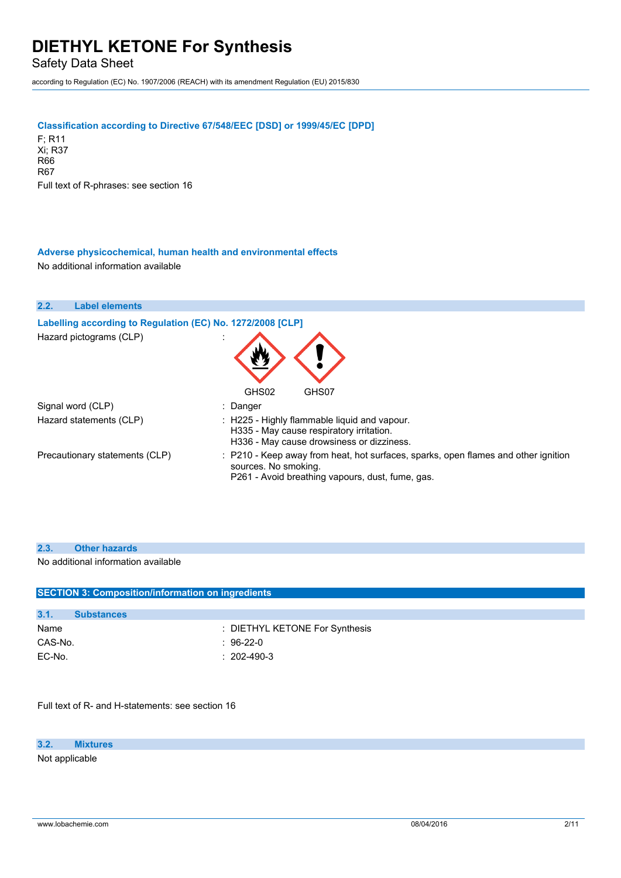### Classification according to Directive 67/548/EEC [DSD] or 1999/45/EC [DPD]

F; R11
Xi; R37
R66
R67
Full text of R-phrases: see section 16

### Adverse physicochemical, human health and environmental effects

No additional information available

## 2.2. Label elements

### Labelling according to Regulation (EC) No. 1272/2008 [CLP]

| | |
|---|---|
| Hazard pictograms (CLP) | : GHS02 GHS07 |
| Signal word (CLP) | : Danger |
| Hazard statements (CLP) | : H225 - Highly flammable liquid and vapour.<br>H335 - May cause respiratory irritation.<br>H336 - May cause drowsiness or dizziness. |
| Precautionary statements (CLP) | : P210 - Keep away from heat, hot surfaces, sparks, open flames and other ignition sources. No smoking.<br>P261 - Avoid breathing vapours, dust, fume, gas. |

## 2.3. Other hazards

No additional information available

# SECTION 3: Composition/information on ingredients

## 3.1. Substances

| | |
|---|---|
| Name | : DIETHYL KETONE For Synthesis |
| CAS-No. | : 96-22-0 |
| EC-No. | : 202-490-3 |

Full text of R- and H-statements: see section 16

## 3.2. Mixtures

Not applicable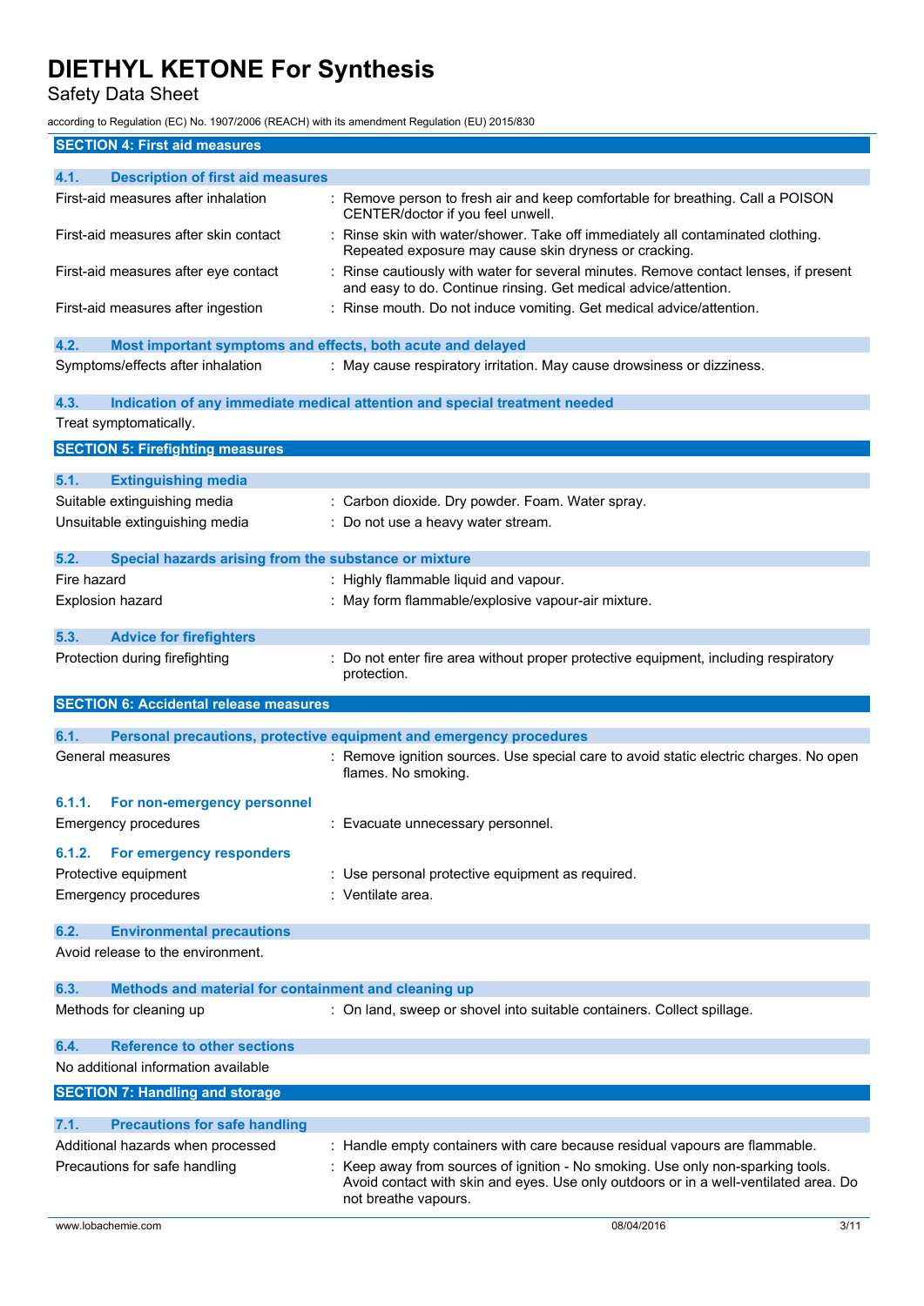## SECTION 4: First aid measures

### 4.1. Description of first aid measures

| | |
|---|---|
| First-aid measures after inhalation | : Remove person to fresh air and keep comfortable for breathing. Call a POISON CENTER/doctor if you feel unwell. |
| First-aid measures after skin contact | : Rinse skin with water/shower. Take off immediately all contaminated clothing. Repeated exposure may cause skin dryness or cracking. |
| First-aid measures after eye contact | : Rinse cautiously with water for several minutes. Remove contact lenses, if present and easy to do. Continue rinsing. Get medical advice/attention. |
| First-aid measures after ingestion | : Rinse mouth. Do not induce vomiting. Get medical advice/attention. |

### 4.2. Most important symptoms and effects, both acute and delayed

| | |
|---|---|
| Symptoms/effects after inhalation | : May cause respiratory irritation. May cause drowsiness or dizziness. |

### 4.3. Indication of any immediate medical attention and special treatment needed

Treat symptomatically.

## SECTION 5: Firefighting measures

### 5.1. Extinguishing media

| | |
|---|---|
| Suitable extinguishing media | : Carbon dioxide. Dry powder. Foam. Water spray. |
| Unsuitable extinguishing media | : Do not use a heavy water stream. |

### 5.2. Special hazards arising from the substance or mixture

| | |
|---|---|
| Fire hazard | : Highly flammable liquid and vapour. |
| Explosion hazard | : May form flammable/explosive vapour-air mixture. |

### 5.3. Advice for firefighters

| | |
|---|---|
| Protection during firefighting | : Do not enter fire area without proper protective equipment, including respiratory protection. |

## SECTION 6: Accidental release measures

### 6.1. Personal precautions, protective equipment and emergency procedures

| | |
|---|---|
| General measures | : Remove ignition sources. Use special care to avoid static electric charges. No open flames. No smoking. |

#### 6.1.1. For non-emergency personnel

| | |
|---|---|
| Emergency procedures | : Evacuate unnecessary personnel. |

#### 6.1.2. For emergency responders

| | |
|---|---|
| Protective equipment | : Use personal protective equipment as required. |
| Emergency procedures | : Ventilate area. |

### 6.2. Environmental precautions

Avoid release to the environment.

### 6.3. Methods and material for containment and cleaning up

| | |
|---|---|
| Methods for cleaning up | : On land, sweep or shovel into suitable containers. Collect spillage. |

### 6.4. Reference to other sections

No additional information available

## SECTION 7: Handling and storage

### 7.1. Precautions for safe handling

| | |
|---|---|
| Additional hazards when processed | : Handle empty containers with care because residual vapours are flammable. |
| Precautions for safe handling | : Keep away from sources of ignition - No smoking. Use only non-sparking tools. Avoid contact with skin and eyes. Use only outdoors or in a well-ventilated area. Do not breathe vapours. |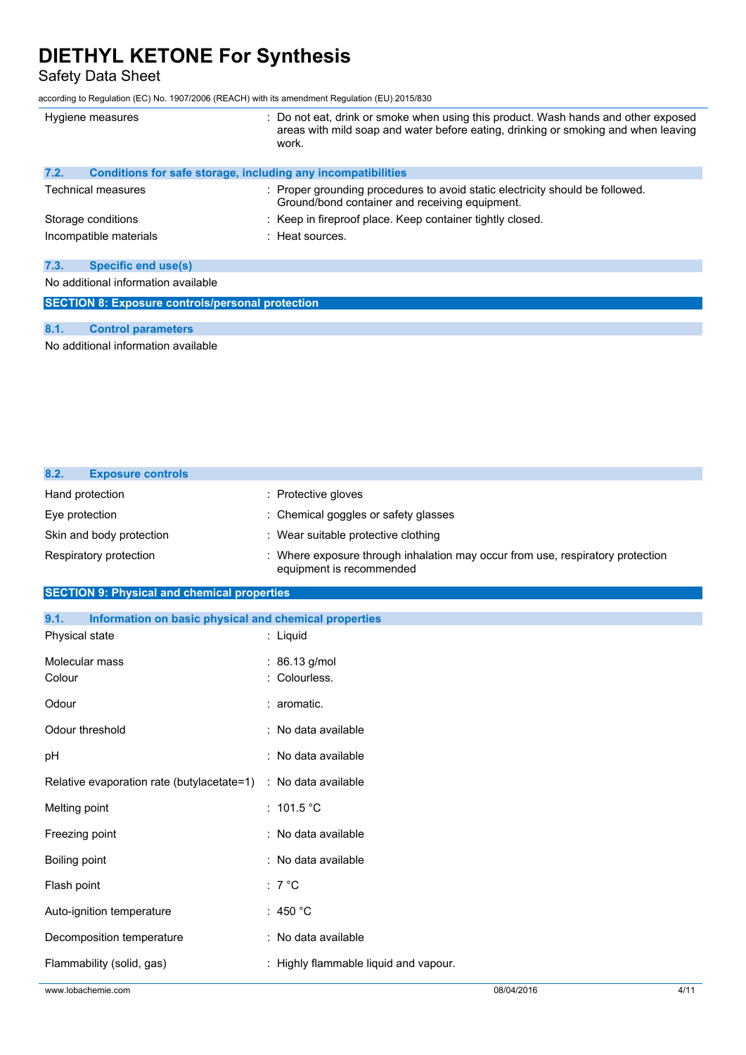| | |
|---|---|
| Hygiene measures | : Do not eat, drink or smoke when using this product. Wash hands and other exposed areas with mild soap and water before eating, drinking or smoking and when leaving work. |

### 7.2. Conditions for safe storage, including any incompatibilities

| | |
|---|---|
| Technical measures | : Proper grounding procedures to avoid static electricity should be followed. Ground/bond container and receiving equipment. |
| Storage conditions | : Keep in fireproof place. Keep container tightly closed. |
| Incompatible materials | : Heat sources. |

### 7.3. Specific end use(s)

No additional information available

## SECTION 8: Exposure controls/personal protection

### 8.1. Control parameters

No additional information available

### 8.2. Exposure controls

| | |
|---|---|
| Hand protection | : Protective gloves |
| Eye protection | : Chemical goggles or safety glasses |
| Skin and body protection | : Wear suitable protective clothing |
| Respiratory protection | : Where exposure through inhalation may occur from use, respiratory protection equipment is recommended |

## SECTION 9: Physical and chemical properties

### 9.1. Information on basic physical and chemical properties

| | |
|---|---|
| Physical state | : Liquid |
| Molecular mass | : 86.13 g/mol |
| Colour | : Colourless. |
| Odour | : aromatic. |
| Odour threshold | : No data available |
| pH | : No data available |
| Relative evaporation rate (butylacetate=1) | : No data available |
| Melting point | : 101.5 °C |
| Freezing point | : No data available |
| Boiling point | : No data available |
| Flash point | : 7 °C |
| Auto-ignition temperature | : 450 °C |
| Decomposition temperature | : No data available |
| Flammability (solid, gas) | : Highly flammable liquid and vapour. |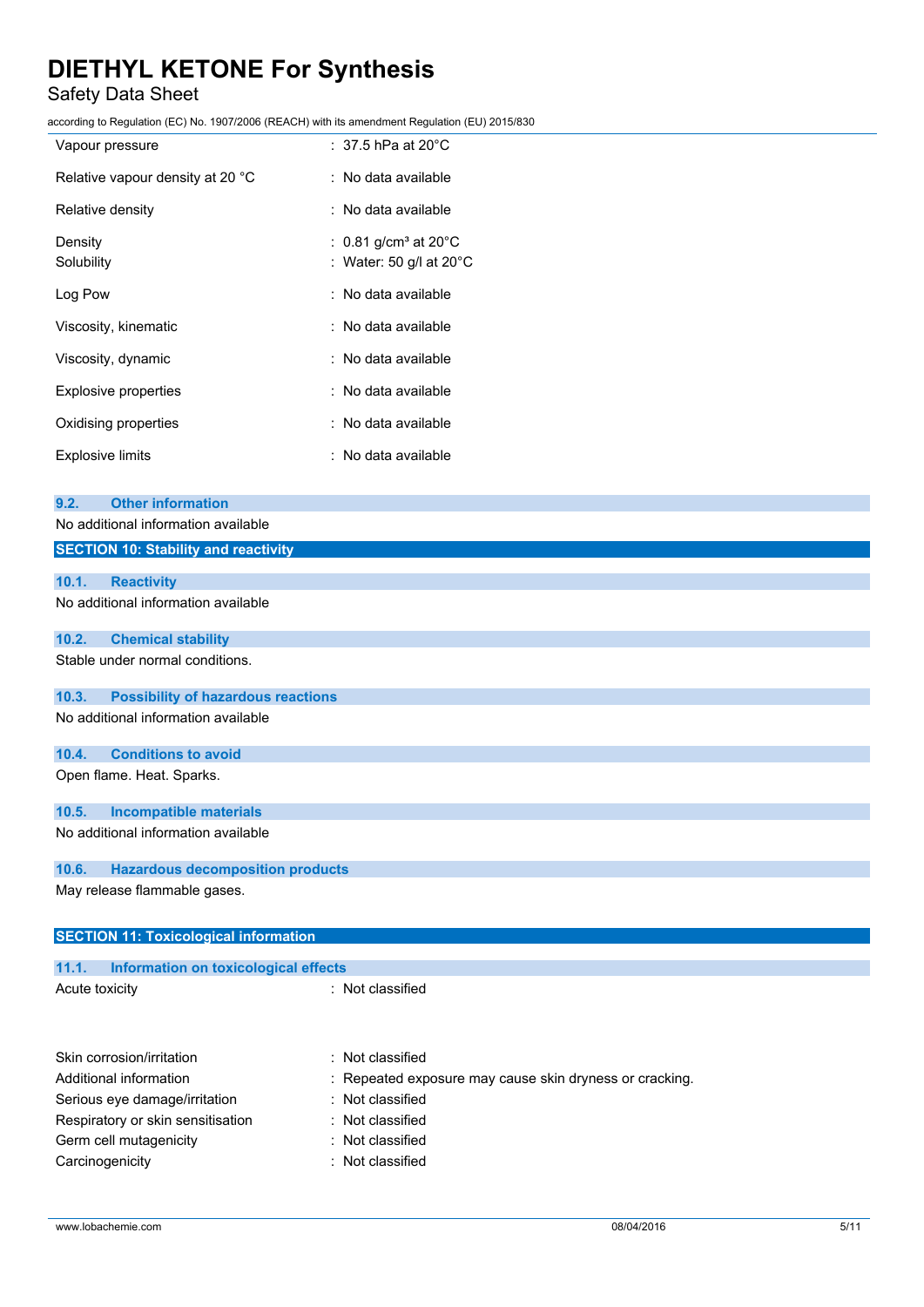| | |
|---|---|
| Vapour pressure | : 37.5 hPa at 20°C |
| Relative vapour density at 20 °C | : No data available |
| Relative density | : No data available |
| Density | : 0.81 g/cm³ at 20°C |
| Solubility | : Water: 50 g/l at 20°C |
| Log Pow | : No data available |
| Viscosity, kinematic | : No data available |
| Viscosity, dynamic | : No data available |
| Explosive properties | : No data available |
| Oxidising properties | : No data available |
| Explosive limits | : No data available |

### 9.2. Other information

No additional information available

## SECTION 10: Stability and reactivity

### 10.1. Reactivity

No additional information available

### 10.2. Chemical stability

Stable under normal conditions.

### 10.3. Possibility of hazardous reactions

No additional information available

### 10.4. Conditions to avoid

Open flame. Heat. Sparks.

### 10.5. Incompatible materials

No additional information available

### 10.6. Hazardous decomposition products

May release flammable gases.

## SECTION 11: Toxicological information

### 11.1. Information on toxicological effects

| | |
|---|---|
| Acute toxicity | : Not classified |
| Skin corrosion/irritation | : Not classified |
| Additional information | : Repeated exposure may cause skin dryness or cracking. |
| Serious eye damage/irritation | : Not classified |
| Respiratory or skin sensitisation | : Not classified |
| Germ cell mutagenicity | : Not classified |
| Carcinogenicity | : Not classified |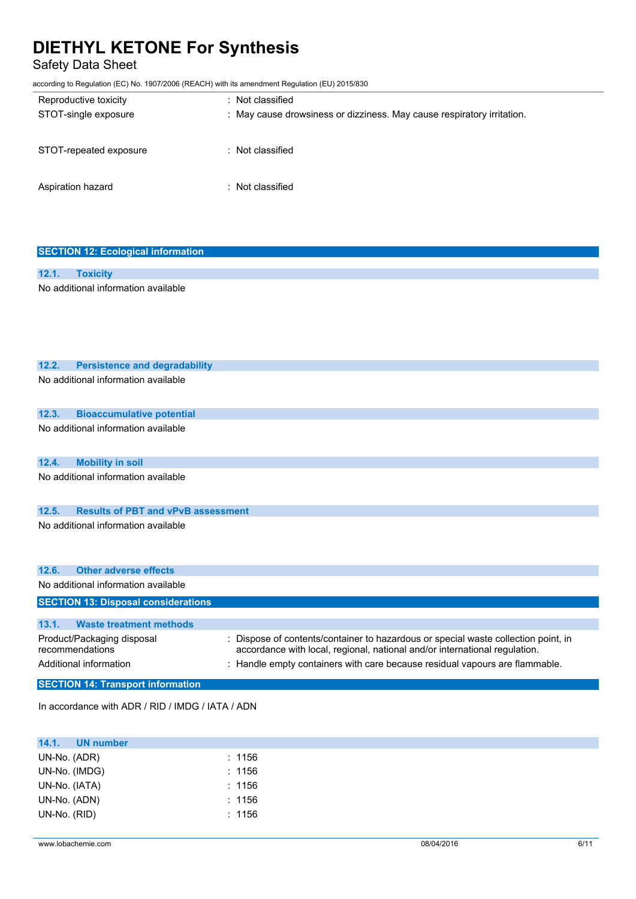| | |
|---|---|
| Reproductive toxicity | : Not classified |
| STOT-single exposure | : May cause drowsiness or dizziness. May cause respiratory irritation. |
| STOT-repeated exposure | : Not classified |
| Aspiration hazard | : Not classified |

## SECTION 12: Ecological information

### 12.1. Toxicity

No additional information available

### 12.2. Persistence and degradability

No additional information available

### 12.3. Bioaccumulative potential

No additional information available

### 12.4. Mobility in soil

No additional information available

### 12.5. Results of PBT and vPvB assessment

No additional information available

### 12.6. Other adverse effects

No additional information available

## SECTION 13: Disposal considerations

### 13.1. Waste treatment methods

| | |
|---|---|
| Product/Packaging disposal recommendations | : Dispose of contents/container to hazardous or special waste collection point, in accordance with local, regional, national and/or international regulation. |
| Additional information | : Handle empty containers with care because residual vapours are flammable. |

## SECTION 14: Transport information

In accordance with ADR / RID / IMDG / IATA / ADN

### 14.1. UN number

| | |
|---|---|
| UN-No. (ADR) | : 1156 |
| UN-No. (IMDG) | : 1156 |
| UN-No. (IATA) | : 1156 |
| UN-No. (ADN) | : 1156 |
| UN-No. (RID) | : 1156 |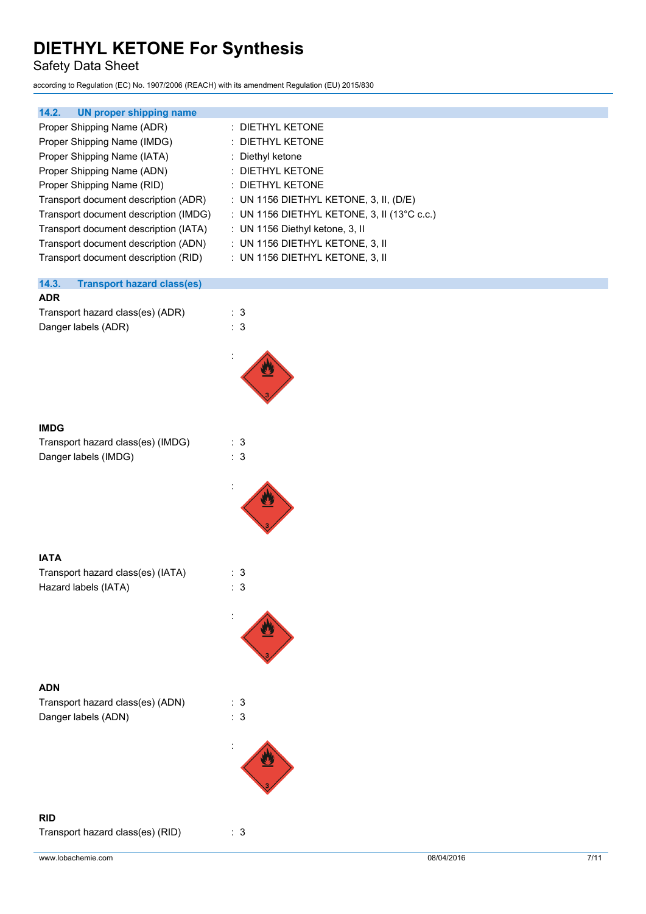### 14.2. UN proper shipping name

Proper Shipping Name (ADR) : DIETHYL KETONE
Proper Shipping Name (IMDG) : DIETHYL KETONE
Proper Shipping Name (IATA) : Diethyl ketone
Proper Shipping Name (ADN) : DIETHYL KETONE
Proper Shipping Name (RID) : DIETHYL KETONE
Transport document description (ADR) : UN 1156 DIETHYL KETONE, 3, II, (D/E)
Transport document description (IMDG) : UN 1156 DIETHYL KETONE, 3, II (13°C c.c.)
Transport document description (IATA) : UN 1156 Diethyl ketone, 3, II
Transport document description (ADN) : UN 1156 DIETHYL KETONE, 3, II
Transport document description (RID) : UN 1156 DIETHYL KETONE, 3, II

### 14.3. Transport hazard class(es)

**ADR**

Transport hazard class(es) (ADR) : 3
Danger labels (ADR) : 3

:

**IMDG**

Transport hazard class(es) (IMDG) : 3
Danger labels (IMDG) : 3

:

**IATA**

Transport hazard class(es) (IATA) : 3
Hazard labels (IATA) : 3

:

**ADN**

Transport hazard class(es) (ADN) : 3
Danger labels (ADN) : 3

:

**RID**

Transport hazard class(es) (RID) : 3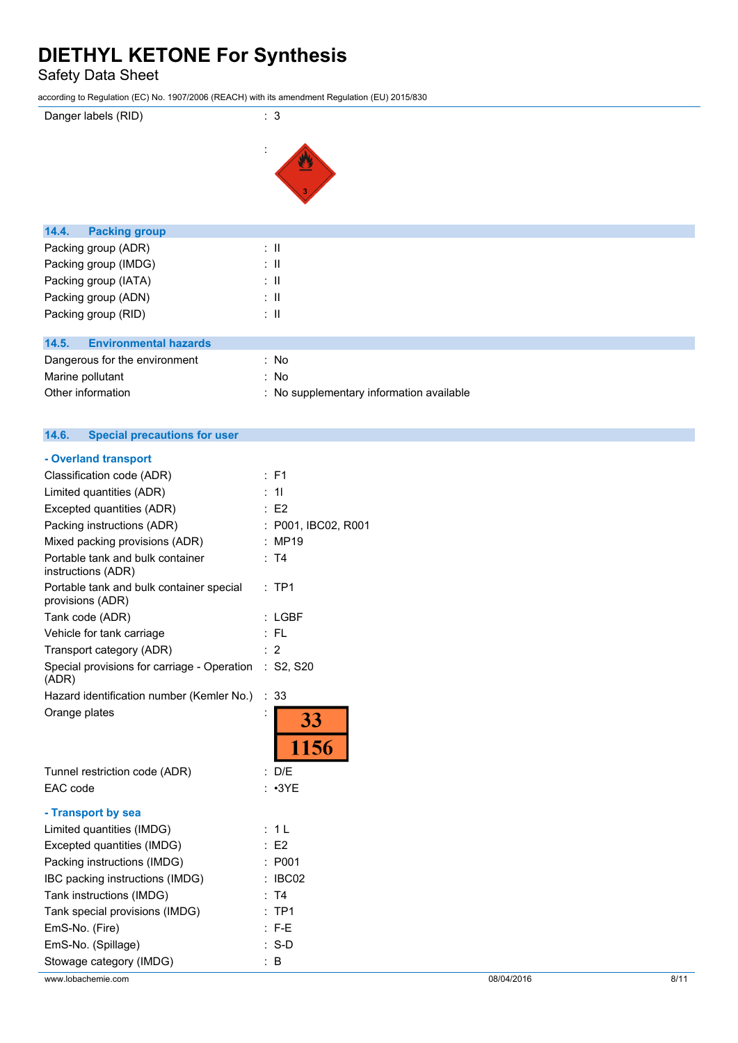| | |
|---|---|
| Danger labels (RID) | : 3 |
| | : |

## 14.4. Packing group

| | |
|---|---|
| Packing group (ADR) | : II |
| Packing group (IMDG) | : II |
| Packing group (IATA) | : II |
| Packing group (ADN) | : II |
| Packing group (RID) | : II |

## 14.5. Environmental hazards

| | |
|---|---|
| Dangerous for the environment | : No |
| Marine pollutant | : No |
| Other information | : No supplementary information available |

## 14.6. Special precautions for user

### - Overland transport

| | |
|---|---|
| Classification code (ADR) | : F1 |
| Limited quantities (ADR) | : 1l |
| Excepted quantities (ADR) | : E2 |
| Packing instructions (ADR) | : P001, IBC02, R001 |
| Mixed packing provisions (ADR) | : MP19 |
| Portable tank and bulk container instructions (ADR) | : T4 |
| Portable tank and bulk container special provisions (ADR) | : TP1 |
| Tank code (ADR) | : LGBF |
| Vehicle for tank carriage | : FL |
| Transport category (ADR) | : 2 |
| Special provisions for carriage - Operation (ADR) | : S2, S20 |
| Hazard identification number (Kemler No.) | : 33 |
| Orange plates | : 33 / 1156 |
| Tunnel restriction code (ADR) | : D/E |
| EAC code | : •3YE |

### - Transport by sea

| | |
|---|---|
| Limited quantities (IMDG) | : 1 L |
| Excepted quantities (IMDG) | : E2 |
| Packing instructions (IMDG) | : P001 |
| IBC packing instructions (IMDG) | : IBC02 |
| Tank instructions (IMDG) | : T4 |
| Tank special provisions (IMDG) | : TP1 |
| EmS-No. (Fire) | : F-E |
| EmS-No. (Spillage) | : S-D |
| Stowage category (IMDG) | : B |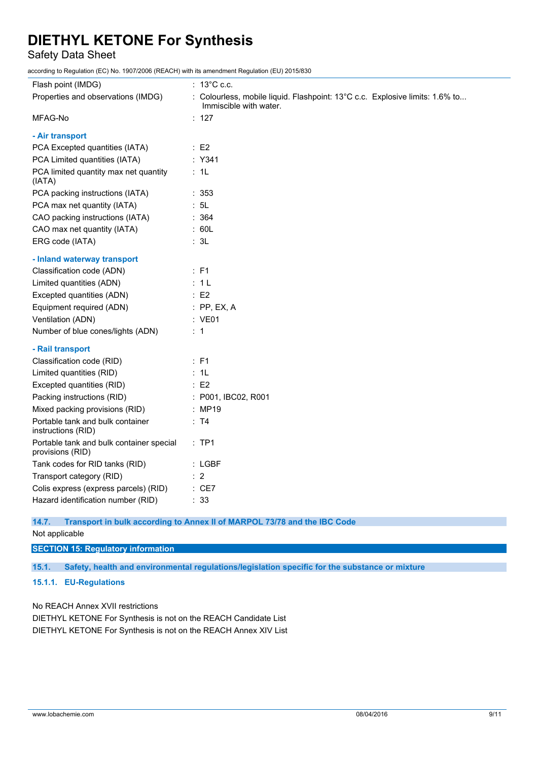| | |
|---|---|
| Flash point (IMDG) | : 13°C c.c. |
| Properties and observations (IMDG) | : Colourless, mobile liquid. Flashpoint: 13°C c.c. Explosive limits: 1.6% to... Immiscible with water. |
| MFAG-No | : 127 |

**- Air transport**

| | |
|---|---|
| PCA Excepted quantities (IATA) | : E2 |
| PCA Limited quantities (IATA) | : Y341 |
| PCA limited quantity max net quantity (IATA) | : 1L |
| PCA packing instructions (IATA) | : 353 |
| PCA max net quantity (IATA) | : 5L |
| CAO packing instructions (IATA) | : 364 |
| CAO max net quantity (IATA) | : 60L |
| ERG code (IATA) | : 3L |

**- Inland waterway transport**

| | |
|---|---|
| Classification code (ADN) | : F1 |
| Limited quantities (ADN) | : 1 L |
| Excepted quantities (ADN) | : E2 |
| Equipment required (ADN) | : PP, EX, A |
| Ventilation (ADN) | : VE01 |
| Number of blue cones/lights (ADN) | : 1 |

**- Rail transport**

| | |
|---|---|
| Classification code (RID) | : F1 |
| Limited quantities (RID) | : 1L |
| Excepted quantities (RID) | : E2 |
| Packing instructions (RID) | : P001, IBC02, R001 |
| Mixed packing provisions (RID) | : MP19 |
| Portable tank and bulk container instructions (RID) | : T4 |
| Portable tank and bulk container special provisions (RID) | : TP1 |
| Tank codes for RID tanks (RID) | : LGBF |
| Transport category (RID) | : 2 |
| Colis express (express parcels) (RID) | : CE7 |
| Hazard identification number (RID) | : 33 |

### 14.7. Transport in bulk according to Annex II of MARPOL 73/78 and the IBC Code

Not applicable

## SECTION 15: Regulatory information

### 15.1. Safety, health and environmental regulations/legislation specific for the substance or mixture

#### 15.1.1. EU-Regulations

No REACH Annex XVII restrictions

DIETHYL KETONE For Synthesis is not on the REACH Candidate List

DIETHYL KETONE For Synthesis is not on the REACH Annex XIV List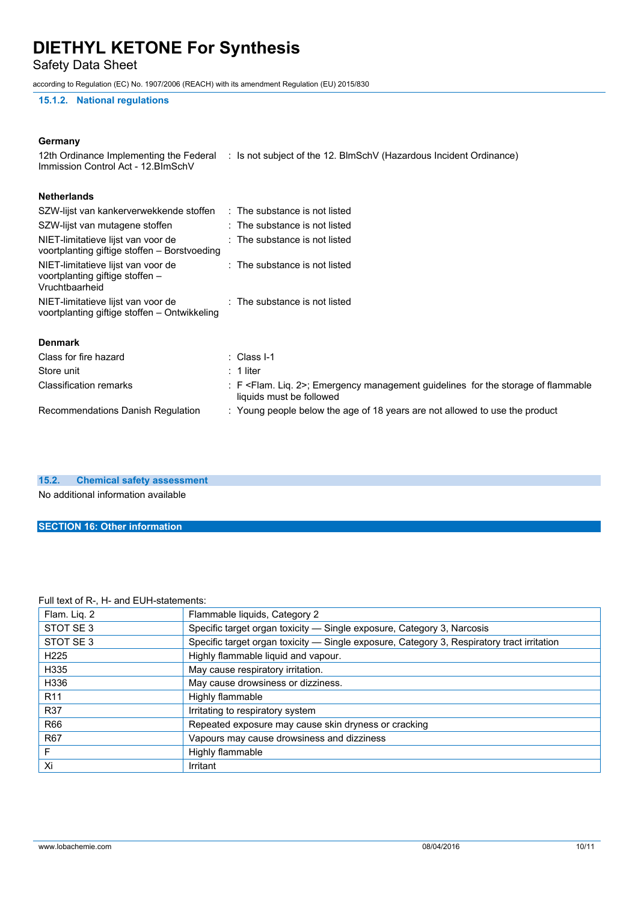#### 15.1.2. National regulations

**Germany**

12th Ordinance Implementing the Federal Immission Control Act - 12.BImSchV : Is not subject of the 12. BlmSchV (Hazardous Incident Ordinance)

**Netherlands**

SZW-lijst van kankerverwekkende stoffen : The substance is not listed

SZW-lijst van mutagene stoffen : The substance is not listed

NIET-limitatieve lijst van voor de voortplanting giftige stoffen – Borstvoeding : The substance is not listed

NIET-limitatieve lijst van voor de voortplanting giftige stoffen – Vruchtbaarheid : The substance is not listed

NIET-limitatieve lijst van voor de voortplanting giftige stoffen – Ontwikkeling : The substance is not listed

**Denmark**

Class for fire hazard : Class I-1

Store unit : 1 liter

Classification remarks : F <Flam. Liq. 2>; Emergency management guidelines for the storage of flammable liquids must be followed

Recommendations Danish Regulation : Young people below the age of 18 years are not allowed to use the product

### 15.2. Chemical safety assessment

No additional information available

## SECTION 16: Other information

Full text of R-, H- and EUH-statements:

| | |
|---|---|
| Flam. Liq. 2 | Flammable liquids, Category 2 |
| STOT SE 3 | Specific target organ toxicity — Single exposure, Category 3, Narcosis |
| STOT SE 3 | Specific target organ toxicity — Single exposure, Category 3, Respiratory tract irritation |
| H225 | Highly flammable liquid and vapour. |
| H335 | May cause respiratory irritation. |
| H336 | May cause drowsiness or dizziness. |
| R11 | Highly flammable |
| R37 | Irritating to respiratory system |
| R66 | Repeated exposure may cause skin dryness or cracking |
| R67 | Vapours may cause drowsiness and dizziness |
| F | Highly flammable |
| Xi | Irritant |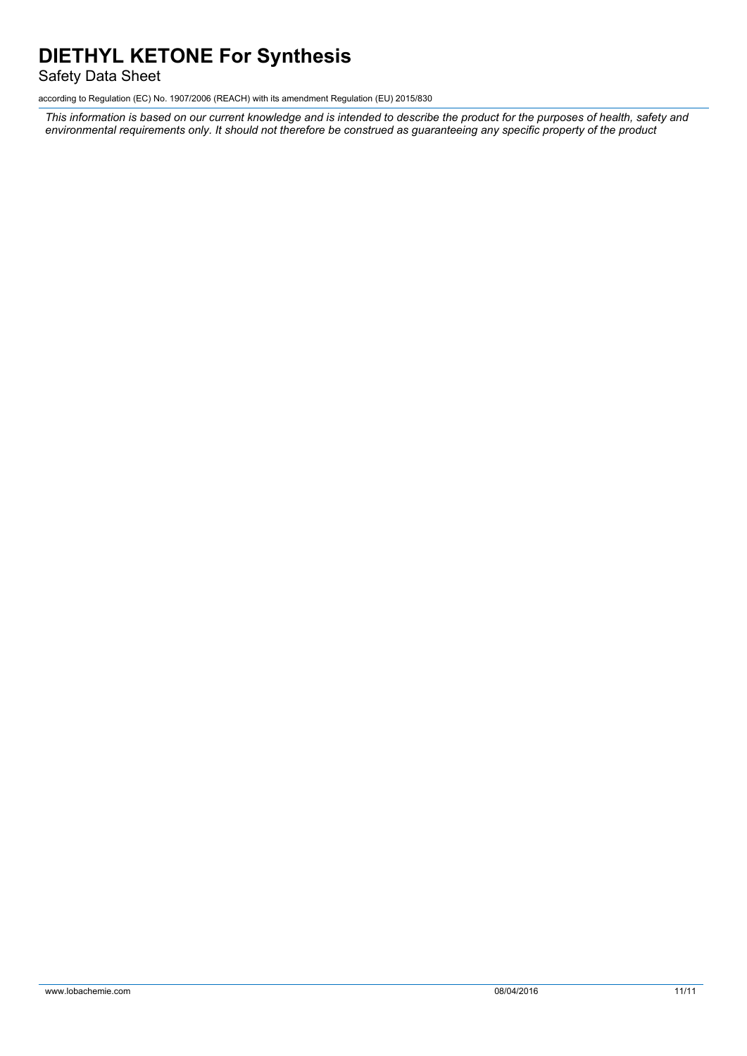*This information is based on our current knowledge and is intended to describe the product for the purposes of health, safety and environmental requirements only. It should not therefore be construed as guaranteeing any specific property of the product*